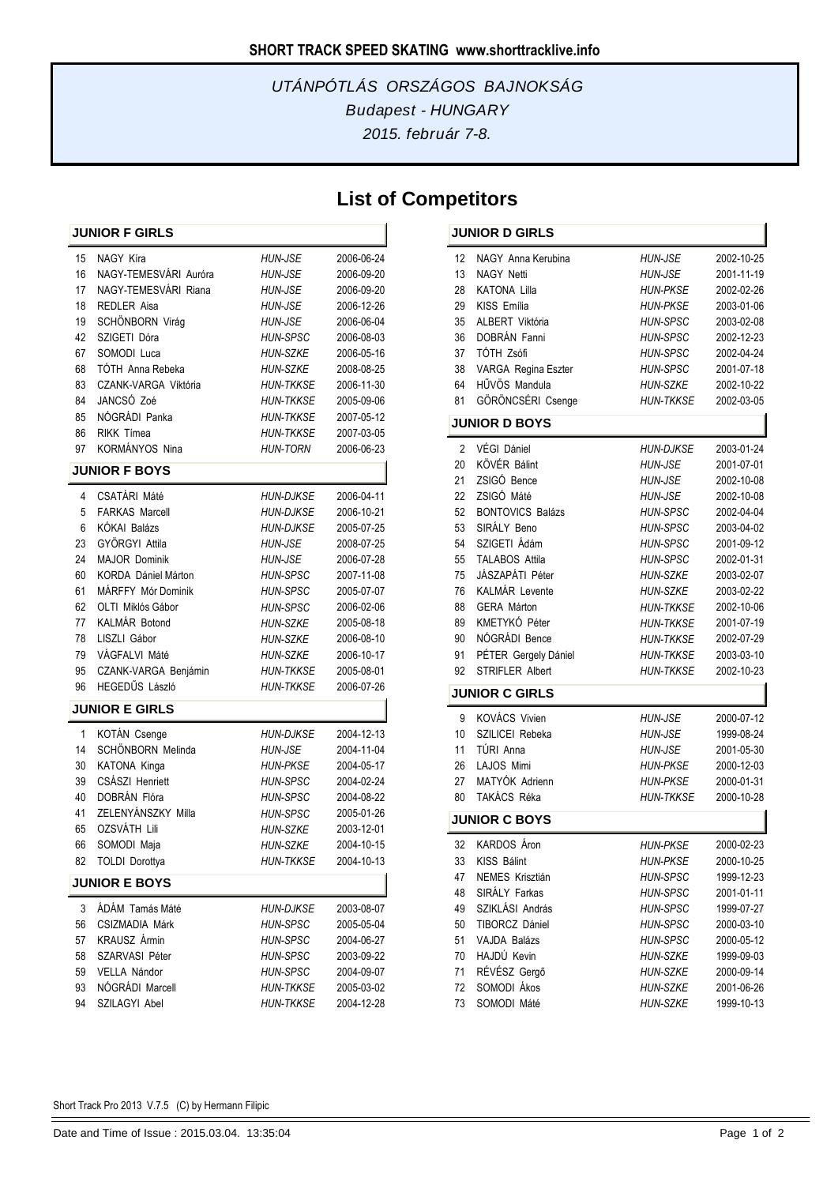**SHORT TRACK SPEED SKATING www.shorttracklive.info**

*UTÁNPÓTLÁS ORSZÁGOS BAJNOKSÁG*
*Budapest - HUNGARY*
*2015. február 7-8.*

# List of Competitors

## JUNIOR F GIRLS

| | | | |
|---|---|---|---|
| 15 | NAGY Kíra | *HUN-JSE* | 2006-06-24 |
| 16 | NAGY-TEMESVÁRI Auróra | *HUN-JSE* | 2006-09-20 |
| 17 | NAGY-TEMESVÁRI Riana | *HUN-JSE* | 2006-09-20 |
| 18 | REDLER Aisa | *HUN-JSE* | 2006-12-26 |
| 19 | SCHÖNBORN Virág | *HUN-JSE* | 2006-06-04 |
| 42 | SZIGETI Dóra | *HUN-SPSC* | 2006-08-03 |
| 67 | SOMODI Luca | *HUN-SZKE* | 2006-05-16 |
| 68 | TÓTH Anna Rebeka | *HUN-SZKE* | 2008-08-25 |
| 83 | CZANK-VARGA Viktória | *HUN-TKKSE* | 2006-11-30 |
| 84 | JANCSÓ Zoé | *HUN-TKKSE* | 2005-09-06 |
| 85 | NÓGRÁDI Panka | *HUN-TKKSE* | 2007-05-12 |
| 86 | RIKK Tímea | *HUN-TKKSE* | 2007-03-05 |
| 97 | KORMÁNYOS Nina | *HUN-TORN* | 2006-06-23 |

## JUNIOR F BOYS

| | | | |
|---|---|---|---|
| 4 | CSATÁRI Máté | *HUN-DJKSE* | 2006-04-11 |
| 5 | FARKAS Marcell | *HUN-DJKSE* | 2006-10-21 |
| 6 | KÓKAI Balázs | *HUN-DJKSE* | 2005-07-25 |
| 23 | GYÖRGYI Attila | *HUN-JSE* | 2008-07-25 |
| 24 | MAJOR Dominik | *HUN-JSE* | 2006-07-28 |
| 60 | KORDA Dániel Márton | *HUN-SPSC* | 2007-11-08 |
| 61 | MÁRFFY Mór Dominik | *HUN-SPSC* | 2005-07-07 |
| 62 | OLTI Miklós Gábor | *HUN-SPSC* | 2006-02-06 |
| 77 | KALMÁR Botond | *HUN-SZKE* | 2005-08-18 |
| 78 | LISZLI Gábor | *HUN-SZKE* | 2006-08-10 |
| 79 | VÁGFALVI Máté | *HUN-SZKE* | 2006-10-17 |
| 95 | CZANK-VARGA Benjámin | *HUN-TKKSE* | 2005-08-01 |
| 96 | HEGEDŰS László | *HUN-TKKSE* | 2006-07-26 |

## JUNIOR E GIRLS

| | | | |
|---|---|---|---|
| 1 | KOTÁN Csenge | *HUN-DJKSE* | 2004-12-13 |
| 14 | SCHÖNBORN Melinda | *HUN-JSE* | 2004-11-04 |
| 30 | KATONA Kinga | *HUN-PKSE* | 2004-05-17 |
| 39 | CSÁSZI Henriett | *HUN-SPSC* | 2004-02-24 |
| 40 | DOBRÁN Flóra | *HUN-SPSC* | 2004-08-22 |
| 41 | ZELENYÁNSZKY Milla | *HUN-SPSC* | 2005-01-26 |
| 65 | OZSVÁTH Lili | *HUN-SZKE* | 2003-12-01 |
| 66 | SOMODI Maja | *HUN-SZKE* | 2004-10-15 |
| 82 | TOLDI Dorottya | *HUN-TKKSE* | 2004-10-13 |

## JUNIOR E BOYS

| | | | |
|---|---|---|---|
| 3 | ÁDÁM Tamás Máté | *HUN-DJKSE* | 2003-08-07 |
| 56 | CSIZMADIA Márk | *HUN-SPSC* | 2005-05-04 |
| 57 | KRAUSZ Ármin | *HUN-SPSC* | 2004-06-27 |
| 58 | SZARVASI Péter | *HUN-SPSC* | 2003-09-22 |
| 59 | VELLA Nándor | *HUN-SPSC* | 2004-09-07 |
| 93 | NÓGRÁDI Marcell | *HUN-TKKSE* | 2005-03-02 |
| 94 | SZILAGYI Abel | *HUN-TKKSE* | 2004-12-28 |

## JUNIOR D GIRLS

| | | | |
|---|---|---|---|
| 12 | NAGY Anna Kerubina | *HUN-JSE* | 2002-10-25 |
| 13 | NAGY Netti | *HUN-JSE* | 2001-11-19 |
| 28 | KATONA Lilla | *HUN-PKSE* | 2002-02-26 |
| 29 | KISS Emília | *HUN-PKSE* | 2003-01-06 |
| 35 | ALBERT Viktória | *HUN-SPSC* | 2003-02-08 |
| 36 | DOBRÁN Fanni | *HUN-SPSC* | 2002-12-23 |
| 37 | TÓTH Zsófi | *HUN-SPSC* | 2002-04-24 |
| 38 | VARGA Regina Eszter | *HUN-SPSC* | 2001-07-18 |
| 64 | HŰVÖS Mandula | *HUN-SZKE* | 2002-10-22 |
| 81 | GÖRÖNCSÉRI Csenge | *HUN-TKKSE* | 2002-03-05 |

## JUNIOR D BOYS

| | | | |
|---|---|---|---|
| 2 | VÉGI Dániel | *HUN-DJKSE* | 2003-01-24 |
| 20 | KÖVÉR Bálint | *HUN-JSE* | 2001-07-01 |
| 21 | ZSIGÓ Bence | *HUN-JSE* | 2002-10-08 |
| 22 | ZSIGÓ Máté | *HUN-JSE* | 2002-10-08 |
| 52 | BONTOVICS Balázs | *HUN-SPSC* | 2002-04-04 |
| 53 | SIRÁLY Beno | *HUN-SPSC* | 2003-04-02 |
| 54 | SZIGETI Ádám | *HUN-SPSC* | 2001-09-12 |
| 55 | TALABOS Attila | *HUN-SPSC* | 2002-01-31 |
| 75 | JÁSZAPÁTI Péter | *HUN-SZKE* | 2003-02-07 |
| 76 | KALMÁR Levente | *HUN-SZKE* | 2003-02-22 |
| 88 | GERA Márton | *HUN-TKKSE* | 2002-10-06 |
| 89 | KMETYKÓ Péter | *HUN-TKKSE* | 2001-07-19 |
| 90 | NÓGRÁDI Bence | *HUN-TKKSE* | 2002-07-29 |
| 91 | PÉTER Gergely Dániel | *HUN-TKKSE* | 2003-03-10 |
| 92 | STRIFLER Albert | *HUN-TKKSE* | 2002-10-23 |

## JUNIOR C GIRLS

| | | | |
|---|---|---|---|
| 9 | KOVÁCS Vivien | *HUN-JSE* | 2000-07-12 |
| 10 | SZILICEI Rebeka | *HUN-JSE* | 1999-08-24 |
| 11 | TÚRI Anna | *HUN-JSE* | 2001-05-30 |
| 26 | LAJOS Mimi | *HUN-PKSE* | 2000-12-03 |
| 27 | MATYÓK Adrienn | *HUN-PKSE* | 2000-01-31 |
| 80 | TAKÁCS Réka | *HUN-TKKSE* | 2000-10-28 |

## JUNIOR C BOYS

| | | | |
|---|---|---|---|
| 32 | KARDOS Áron | *HUN-PKSE* | 2000-02-23 |
| 33 | KISS Bálint | *HUN-PKSE* | 2000-10-25 |
| 47 | NEMES Krisztián | *HUN-SPSC* | 1999-12-23 |
| 48 | SIRÁLY Farkas | *HUN-SPSC* | 2001-01-11 |
| 49 | SZIKLÁSI András | *HUN-SPSC* | 1999-07-27 |
| 50 | TIBORCZ Dániel | *HUN-SPSC* | 2000-03-10 |
| 51 | VAJDA Balázs | *HUN-SPSC* | 2000-05-12 |
| 70 | HAJDÚ Kevin | *HUN-SZKE* | 1999-09-03 |
| 71 | RÉVÉSZ Gergő | *HUN-SZKE* | 2000-09-14 |
| 72 | SOMODI Ákos | *HUN-SZKE* | 2001-06-26 |
| 73 | SOMODI Máté | *HUN-SZKE* | 1999-10-13 |

Short Track Pro 2013 V.7.5 (C) by Hermann Filipic

Date and Time of Issue : 2015.03.04. 13:35:04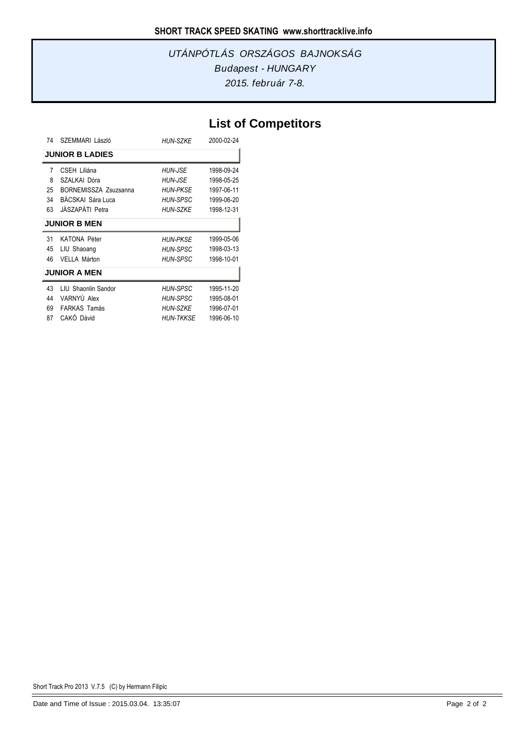SHORT TRACK SPEED SKATING www.shorttracklive.info

*UTÁNPÓTLÁS ORSZÁGOS BAJNOKSÁG*

*Budapest - HUNGARY*

*2015. február 7-8.*

# List of Competitors

| | | | |
|---|---|---|---|
| 74 | SZEMMARI László | *HUN-SZKE* | 2000-02-24 |
| **JUNIOR B LADIES** | | | |
| 7 | CSEH Liliána | *HUN-JSE* | 1998-09-24 |
| 8 | SZALKAI Dóra | *HUN-JSE* | 1998-05-25 |
| 25 | BORNEMISSZA Zsuzsanna | *HUN-PKSE* | 1997-06-11 |
| 34 | BÁCSKAI Sára Luca | *HUN-SPSC* | 1999-06-20 |
| 63 | JÁSZAPÁTI Petra | *HUN-SZKE* | 1998-12-31 |
| **JUNIOR B MEN** | | | |
| 31 | KATONA Péter | *HUN-PKSE* | 1999-05-06 |
| 45 | LIU Shaoang | *HUN-SPSC* | 1998-03-13 |
| 46 | VELLA Márton | *HUN-SPSC* | 1998-10-01 |
| **JUNIOR A MEN** | | | |
| 43 | LIU Shaonlin Sandor | *HUN-SPSC* | 1995-11-20 |
| 44 | VARNYÚ Alex | *HUN-SPSC* | 1995-08-01 |
| 69 | FARKAS Tamás | *HUN-SZKE* | 1996-07-01 |
| 87 | CAKÓ Dávid | *HUN-TKKSE* | 1996-06-10 |

Short Track Pro 2013 V.7.5 (C) by Hermann Filipic

Date and Time of Issue : 2015.03.04. 13:35:07